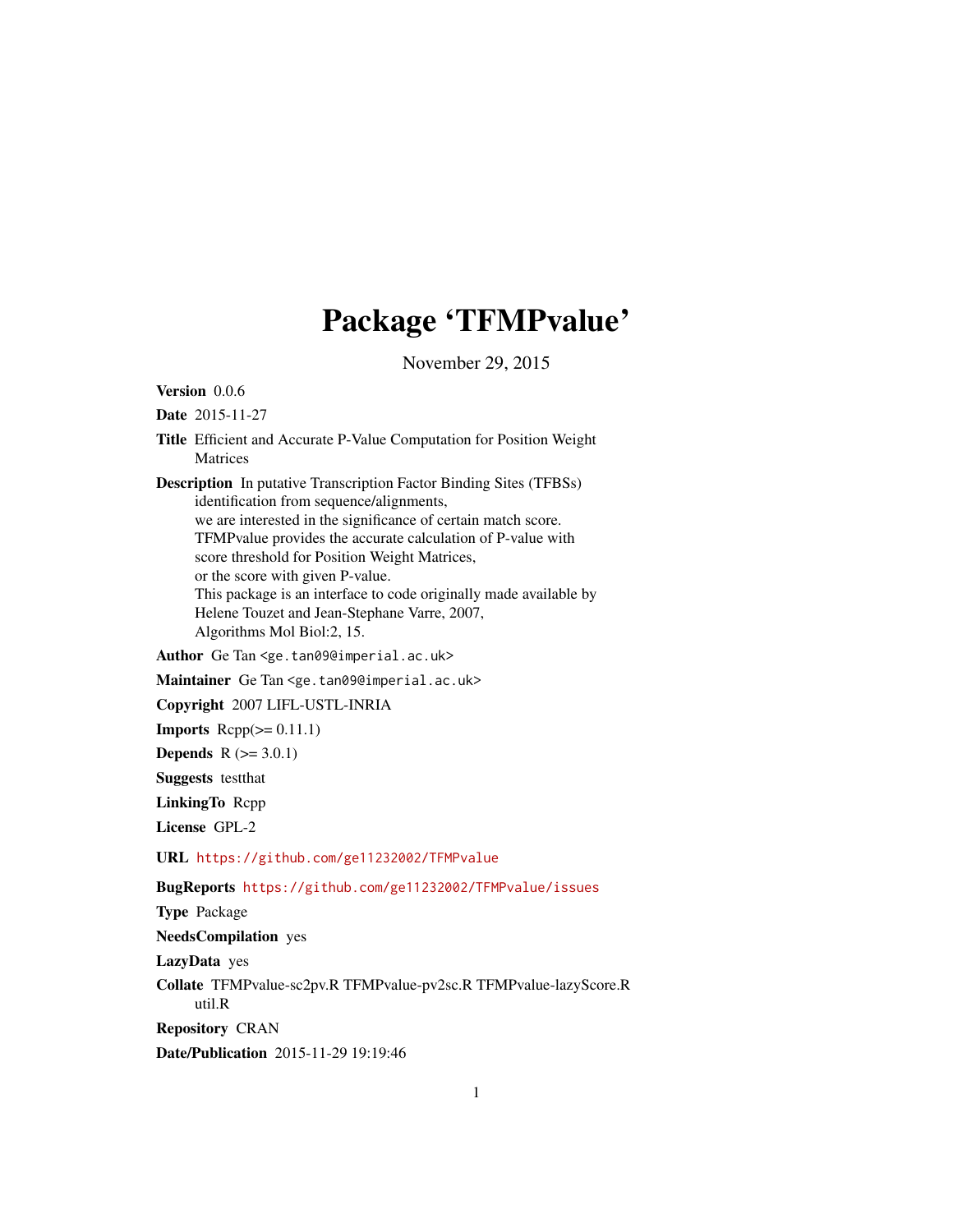# Package 'TFMPvalue'

November 29, 2015

**Version** 0.0.6

**Date** 2015-11-27

**Title** Efficient and Accurate P-Value Computation for Position Weight Matrices

**Description** In putative Transcription Factor Binding Sites (TFBSs) identification from sequence/alignments, we are interested in the significance of certain match score. TFMPvalue provides the accurate calculation of P-value with score threshold for Position Weight Matrices, or the score with given P-value. This package is an interface to code originally made available by Helene Touzet and Jean-Stephane Varre, 2007, Algorithms Mol Biol:2, 15.

**Author** Ge Tan <ge.tan09@imperial.ac.uk>

**Maintainer** Ge Tan <ge.tan09@imperial.ac.uk>

**Copyright** 2007 LIFL-USTL-INRIA

**Imports** Rcpp(>= 0.11.1)

**Depends** R (>= 3.0.1)

**Suggests** testthat

**LinkingTo** Rcpp

**License** GPL-2

**URL** https://github.com/ge11232002/TFMPvalue

**BugReports** https://github.com/ge11232002/TFMPvalue/issues

**Type** Package

**NeedsCompilation** yes

**LazyData** yes

**Collate** TFMPvalue-sc2pv.R TFMPvalue-pv2sc.R TFMPvalue-lazyScore.R util.R

**Repository** CRAN

**Date/Publication** 2015-11-29 19:19:46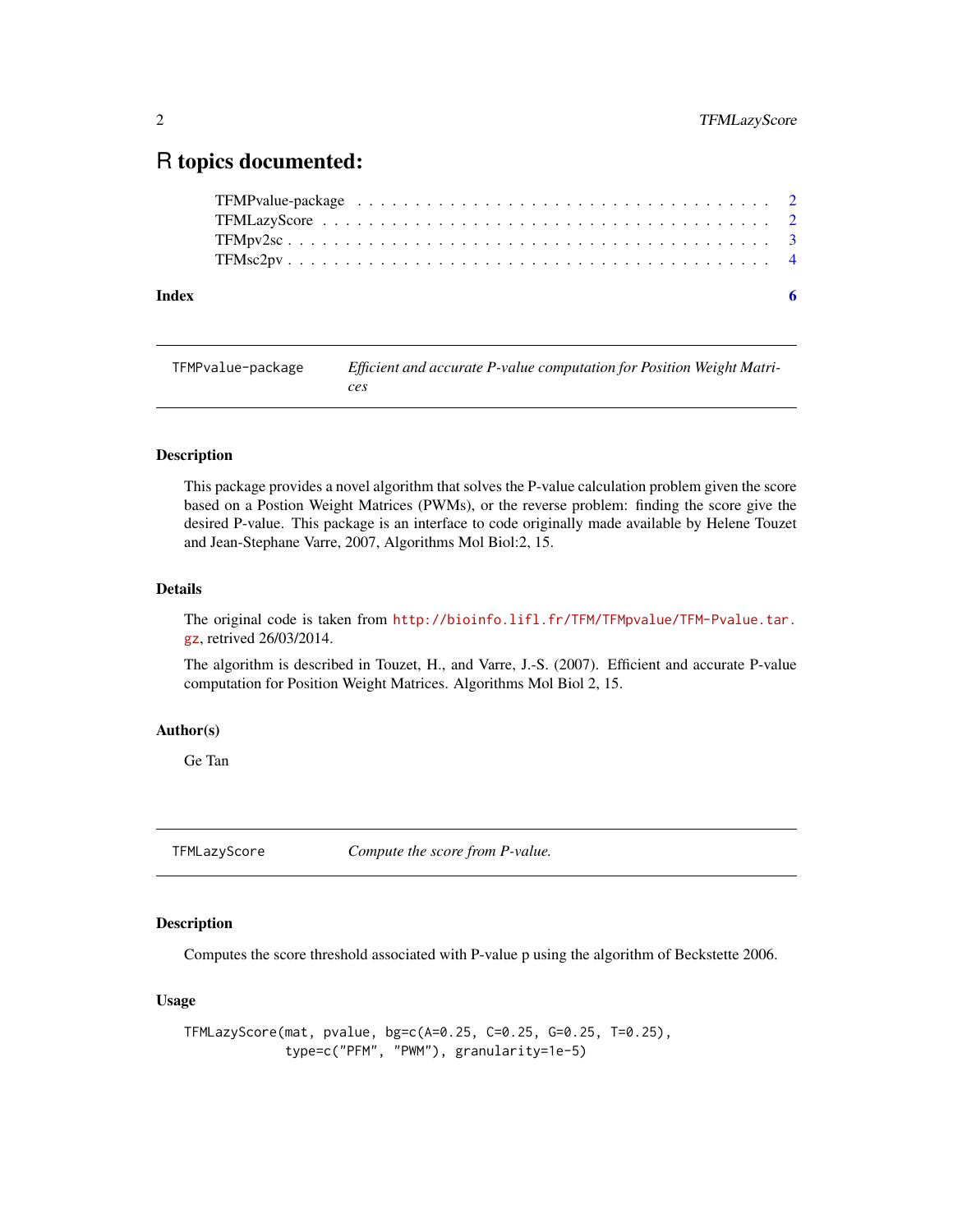# R topics documented:

TFMPvalue-package . . . . . . . . . . . . . . . . . . . . . . . . . . . . . . . . . . . 2
TFMLazyScore . . . . . . . . . . . . . . . . . . . . . . . . . . . . . . . . . . . . . 2
TFMpv2sc . . . . . . . . . . . . . . . . . . . . . . . . . . . . . . . . . . . . . . . 3
TFMsc2pv . . . . . . . . . . . . . . . . . . . . . . . . . . . . . . . . . . . . . . . 4

**Index** **6**

---

`TFMPvalue-package` *Efficient and accurate P-value computation for Position Weight Matrices*

---

### Description

This package provides a novel algorithm that solves the P-value calculation problem given the score based on a Postion Weight Matrices (PWMs), or the reverse problem: finding the score give the desired P-value. This package is an interface to code originally made available by Helene Touzet and Jean-Stephane Varre, 2007, Algorithms Mol Biol:2, 15.

### Details

The original code is taken from http://bioinfo.lifl.fr/TFM/TFMpvalue/TFM-Pvalue.tar.gz, retrived 26/03/2014.

The algorithm is described in Touzet, H., and Varre, J.-S. (2007). Efficient and accurate P-value computation for Position Weight Matrices. Algorithms Mol Biol 2, 15.

### Author(s)

Ge Tan

---

`TFMLazyScore` *Compute the score from P-value.*

---

### Description

Computes the score threshold associated with P-value p using the algorithm of Beckstette 2006.

### Usage

```
TFMLazyScore(mat, pvalue, bg=c(A=0.25, C=0.25, G=0.25, T=0.25),
             type=c("PFM", "PWM"), granularity=1e-5)
```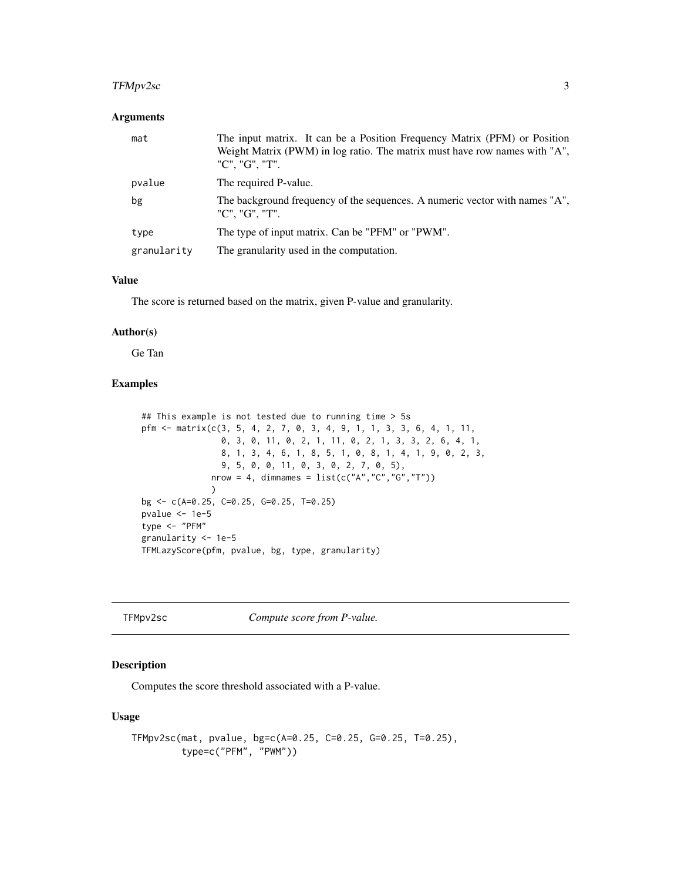### Arguments

| | |
|---|---|
| mat | The input matrix. It can be a Position Frequency Matrix (PFM) or Position Weight Matrix (PWM) in log ratio. The matrix must have row names with "A", "C", "G", "T". |
| pvalue | The required P-value. |
| bg | The background frequency of the sequences. A numeric vector with names "A", "C", "G", "T". |
| type | The type of input matrix. Can be "PFM" or "PWM". |
| granularity | The granularity used in the computation. |

### Value

The score is returned based on the matrix, given P-value and granularity.

### Author(s)

Ge Tan

### Examples

```
## This example is not tested due to running time > 5s
pfm <- matrix(c(3, 5, 4, 2, 7, 0, 3, 4, 9, 1, 1, 3, 3, 6, 4, 1, 11,
                0, 3, 0, 11, 0, 2, 1, 11, 0, 2, 1, 3, 3, 2, 6, 4, 1,
                8, 1, 3, 4, 6, 1, 8, 5, 1, 0, 8, 1, 4, 1, 9, 0, 2, 3,
                9, 5, 0, 0, 11, 0, 3, 0, 2, 7, 0, 5),
              nrow = 4, dimnames = list(c("A","C","G","T"))
              )
bg <- c(A=0.25, C=0.25, G=0.25, T=0.25)
pvalue <- 1e-5
type <- "PFM"
granularity <- 1e-5
TFMLazyScore(pfm, pvalue, bg, type, granularity)
```

## TFMpv2sc *Compute score from P-value.*

### Description

Computes the score threshold associated with a P-value.

### Usage

```
TFMpv2sc(mat, pvalue, bg=c(A=0.25, C=0.25, G=0.25, T=0.25),
         type=c("PFM", "PWM"))
```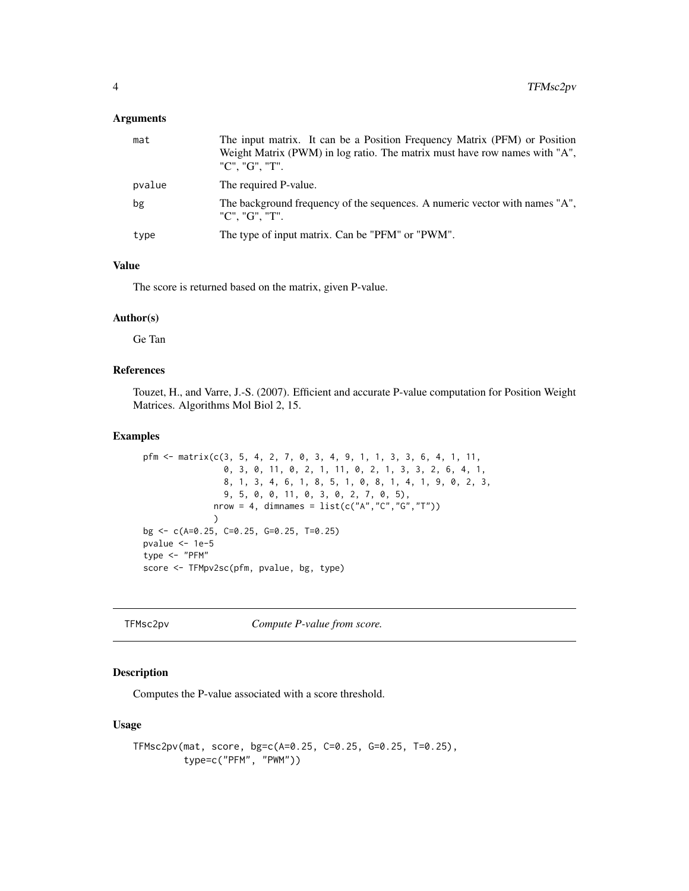## Arguments

| | |
|---|---|
| mat | The input matrix. It can be a Position Frequency Matrix (PFM) or Position Weight Matrix (PWM) in log ratio. The matrix must have row names with "A", "C", "G", "T". |
| pvalue | The required P-value. |
| bg | The background frequency of the sequences. A numeric vector with names "A", "C", "G", "T". |
| type | The type of input matrix. Can be "PFM" or "PWM". |

## Value

The score is returned based on the matrix, given P-value.

## Author(s)

Ge Tan

## References

Touzet, H., and Varre, J.-S. (2007). Efficient and accurate P-value computation for Position Weight Matrices. Algorithms Mol Biol 2, 15.

## Examples

```
pfm <- matrix(c(3, 5, 4, 2, 7, 0, 3, 4, 9, 1, 1, 3, 3, 6, 4, 1, 11,
                0, 3, 0, 11, 0, 2, 1, 11, 0, 2, 1, 3, 3, 2, 6, 4, 1,
                8, 1, 3, 4, 6, 1, 8, 5, 1, 0, 8, 1, 4, 1, 9, 0, 2, 3,
                9, 5, 0, 0, 11, 0, 3, 0, 2, 7, 0, 5),
              nrow = 4, dimnames = list(c("A","C","G","T"))
              )
bg <- c(A=0.25, C=0.25, G=0.25, T=0.25)
pvalue <- 1e-5
type <- "PFM"
score <- TFMpv2sc(pfm, pvalue, bg, type)
```

---

# TFMsc2pv — *Compute P-value from score.*

## Description

Computes the P-value associated with a score threshold.

## Usage

```
TFMsc2pv(mat, score, bg=c(A=0.25, C=0.25, G=0.25, T=0.25),
         type=c("PFM", "PWM"))
```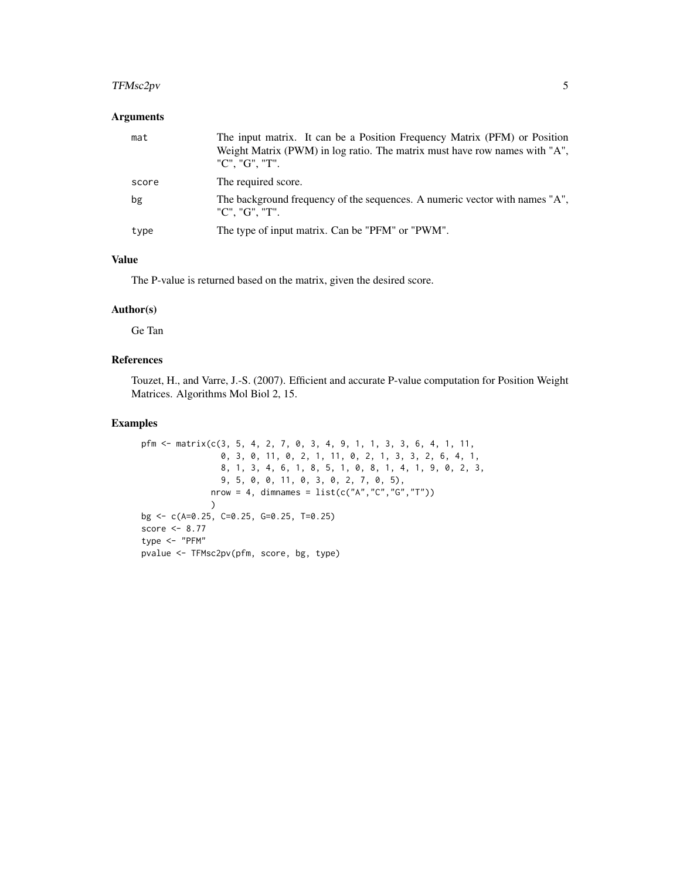## Arguments

| | |
|---|---|
| mat | The input matrix. It can be a Position Frequency Matrix (PFM) or Position Weight Matrix (PWM) in log ratio. The matrix must have row names with "A", "C", "G", "T". |
| score | The required score. |
| bg | The background frequency of the sequences. A numeric vector with names "A", "C", "G", "T". |
| type | The type of input matrix. Can be "PFM" or "PWM". |

## Value

The P-value is returned based on the matrix, given the desired score.

## Author(s)

Ge Tan

## References

Touzet, H., and Varre, J.-S. (2007). Efficient and accurate P-value computation for Position Weight Matrices. Algorithms Mol Biol 2, 15.

## Examples

```
pfm <- matrix(c(3, 5, 4, 2, 7, 0, 3, 4, 9, 1, 1, 3, 3, 6, 4, 1, 11,
                0, 3, 0, 11, 0, 2, 1, 11, 0, 2, 1, 3, 3, 2, 6, 4, 1,
                8, 1, 3, 4, 6, 1, 8, 5, 1, 0, 8, 1, 4, 1, 9, 0, 2, 3,
                9, 5, 0, 0, 11, 0, 3, 0, 2, 7, 0, 5),
              nrow = 4, dimnames = list(c("A","C","G","T"))
              )
bg <- c(A=0.25, C=0.25, G=0.25, T=0.25)
score <- 8.77
type <- "PFM"
pvalue <- TFMsc2pv(pfm, score, bg, type)
```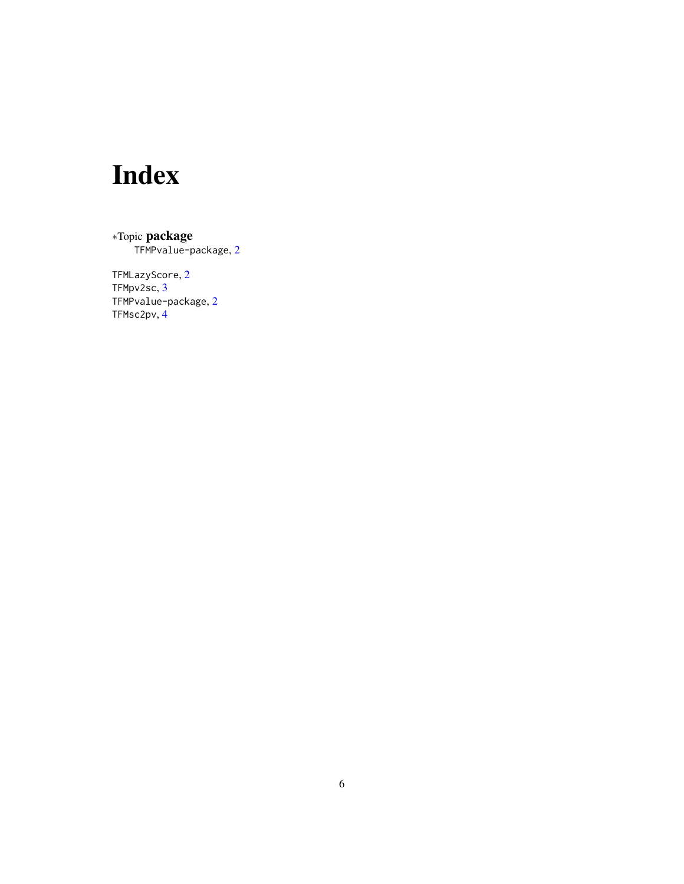# Index

∗Topic **package**
    TFMPvalue-package, 2

TFMLazyScore, 2
TFMpv2sc, 3
TFMPvalue-package, 2
TFMsc2pv, 4